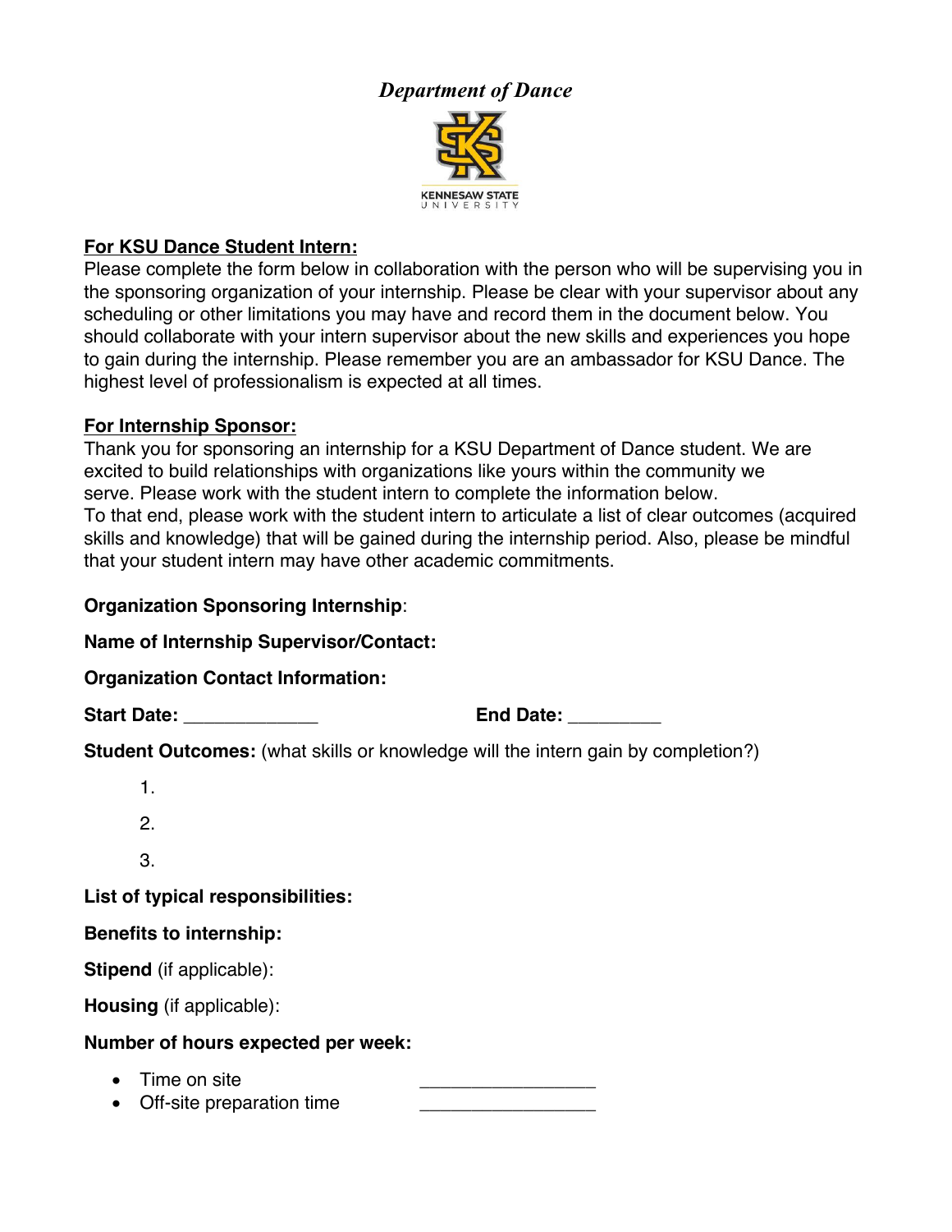# *Department of Dance*

KENNESAW STATE UNIVERSITY

**For KSU Dance Student Intern:**

Please complete the form below in collaboration with the person who will be supervising you in the sponsoring organization of your internship. Please be clear with your supervisor about any scheduling or other limitations you may have and record them in the document below. You should collaborate with your intern supervisor about the new skills and experiences you hope to gain during the internship. Please remember you are an ambassador for KSU Dance. The highest level of professionalism is expected at all times.

**For Internship Sponsor:**

Thank you for sponsoring an internship for a KSU Department of Dance student. We are excited to build relationships with organizations like yours within the community we serve. Please work with the student intern to complete the information below.
To that end, please work with the student intern to articulate a list of clear outcomes (acquired skills and knowledge) that will be gained during the internship period. Also, please be mindful that your student intern may have other academic commitments.

**Organization Sponsoring Internship**:

**Name of Internship Supervisor/Contact:**

**Organization Contact Information:**

**Start Date:** _____________ **End Date:** _________

**Student Outcomes:** (what skills or knowledge will the intern gain by completion?)

1.
2.
3.

**List of typical responsibilities:**

**Benefits to internship:**

**Stipend** (if applicable):

**Housing** (if applicable):

**Number of hours expected per week:**

- Time on site _________________
- Off-site preparation time _________________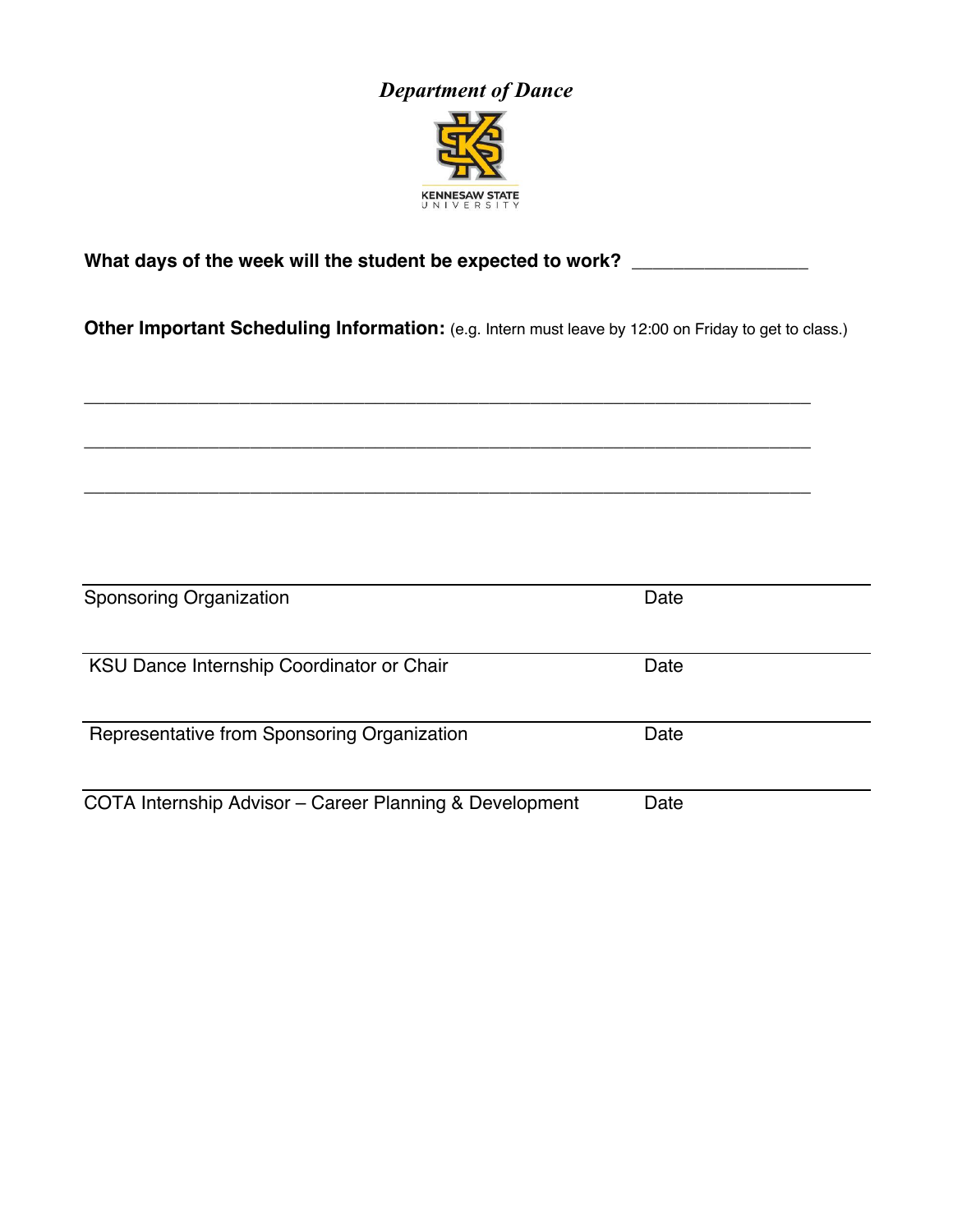*Department of Dance*

KENNESAW STATE UNIVERSITY

**What days of the week will the student be expected to work?** ________________

**Other Important Scheduling Information:** (e.g. Intern must leave by 12:00 on Friday to get to class.)

_______________________________________________________________________

_______________________________________________________________________

_______________________________________________________________________

_______________________________________________________________________

Sponsoring Organization                                        Date

_______________________________________________________________________

KSU Dance Internship Coordinator or Chair                      Date

_______________________________________________________________________

Representative from Sponsoring Organization                    Date

_______________________________________________________________________

COTA Internship Advisor – Career Planning & Development         Date